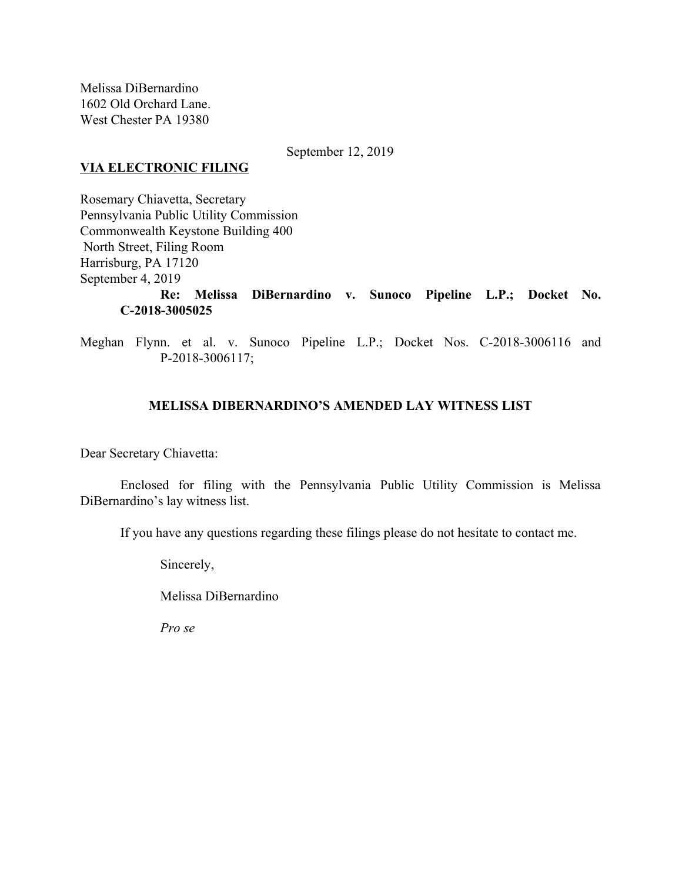Melissa DiBernardino
1602 Old Orchard Lane.
West Chester PA 19380

September 12, 2019

**VIA ELECTRONIC FILING**

Rosemary Chiavetta, Secretary
Pennsylvania Public Utility Commission
Commonwealth Keystone Building 400
North Street, Filing Room
Harrisburg, PA 17120
September 4, 2019

**Re: Melissa DiBernardino v. Sunoco Pipeline L.P.; Docket No. C-2018-3005025**

Meghan Flynn. et al. v. Sunoco Pipeline L.P.; Docket Nos. C-2018-3006116 and P-2018-3006117;

**MELISSA DIBERNARDINO'S AMENDED LAY WITNESS LIST**

Dear Secretary Chiavetta:

Enclosed for filing with the Pennsylvania Public Utility Commission is Melissa DiBernardino's lay witness list.

If you have any questions regarding these filings please do not hesitate to contact me.

Sincerely,

Melissa DiBernardino

*Pro se*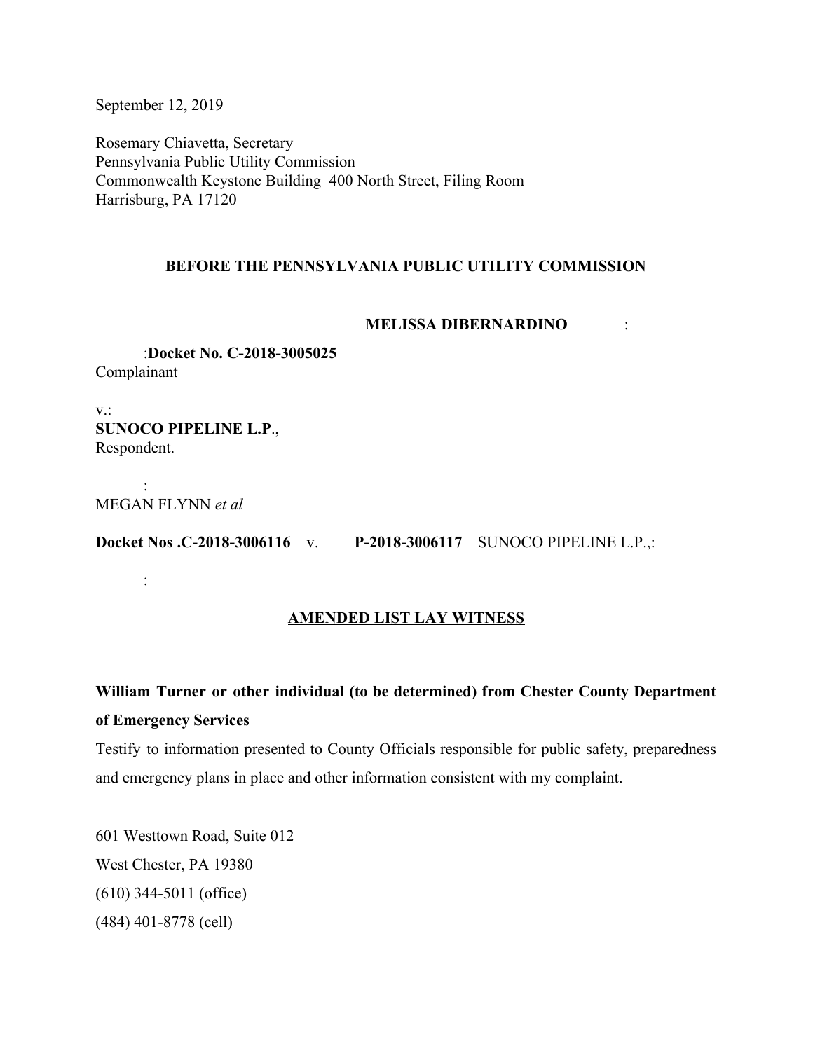September 12, 2019

Rosemary Chiavetta, Secretary
Pennsylvania Public Utility Commission
Commonwealth Keystone Building 400 North Street, Filing Room
Harrisburg, PA 17120

**BEFORE THE PENNSYLVANIA PUBLIC UTILITY COMMISSION**

**MELISSA DIBERNARDINO** :

:**Docket No. C-2018-3005025**
Complainant

v.:
**SUNOCO PIPELINE L.P**.,
Respondent.

:
MEGAN FLYNN *et al*

**Docket Nos .C-2018-3006116** v. **P-2018-3006117** SUNOCO PIPELINE L.P.,:

:

**AMENDED LIST LAY WITNESS**

**William Turner or other individual (to be determined) from Chester County Department of Emergency Services**

Testify to information presented to County Officials responsible for public safety, preparedness and emergency plans in place and other information consistent with my complaint.

601 Westtown Road, Suite 012
West Chester, PA 19380
(610) 344-5011 (office)
(484) 401-8778 (cell)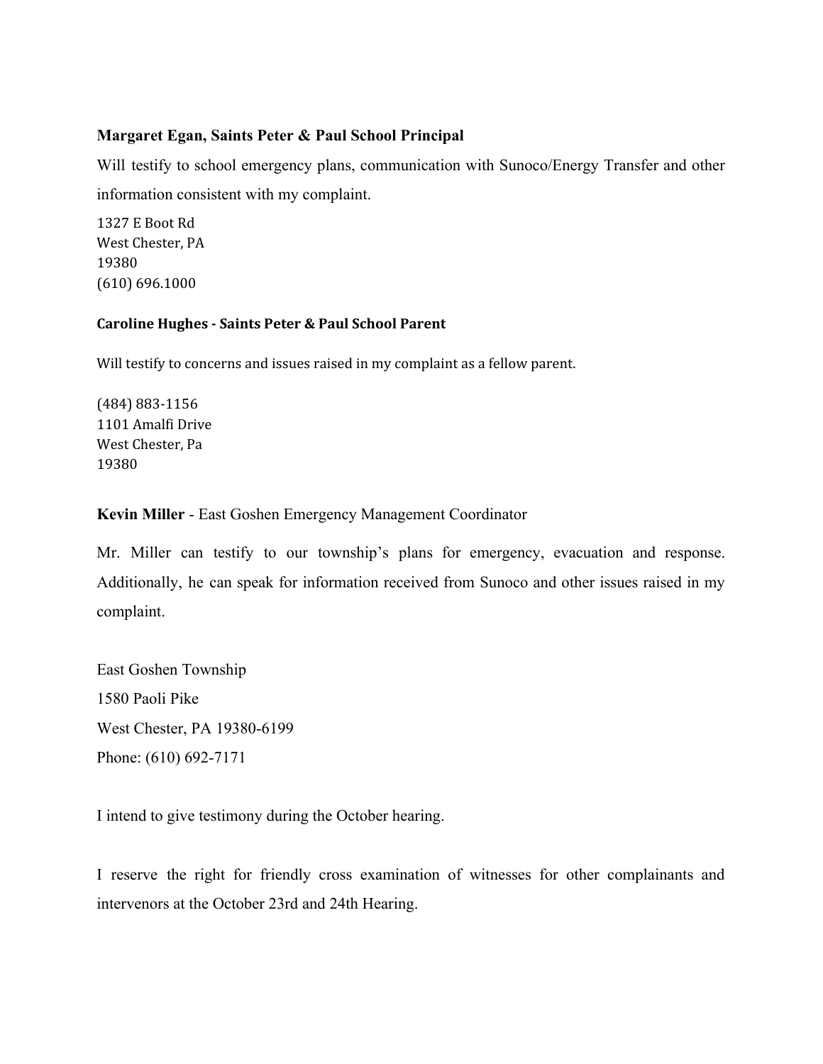**Margaret Egan, Saints Peter & Paul School Principal**

Will testify to school emergency plans, communication with Sunoco/Energy Transfer and other information consistent with my complaint.

1327 E Boot Rd  
West Chester, PA  
19380  
(610) 696.1000

**Caroline Hughes - Saints Peter & Paul School Parent**

Will testify to concerns and issues raised in my complaint as a fellow parent.

(484) 883-1156  
1101 Amalfi Drive  
West Chester, Pa  
19380

**Kevin Miller** - East Goshen Emergency Management Coordinator

Mr. Miller can testify to our township's plans for emergency, evacuation and response. Additionally, he can speak for information received from Sunoco and other issues raised in my complaint.

East Goshen Township  
1580 Paoli Pike  
West Chester, PA 19380-6199  
Phone: (610) 692-7171

I intend to give testimony during the October hearing.

I reserve the right for friendly cross examination of witnesses for other complainants and intervenors at the October 23rd and 24th Hearing.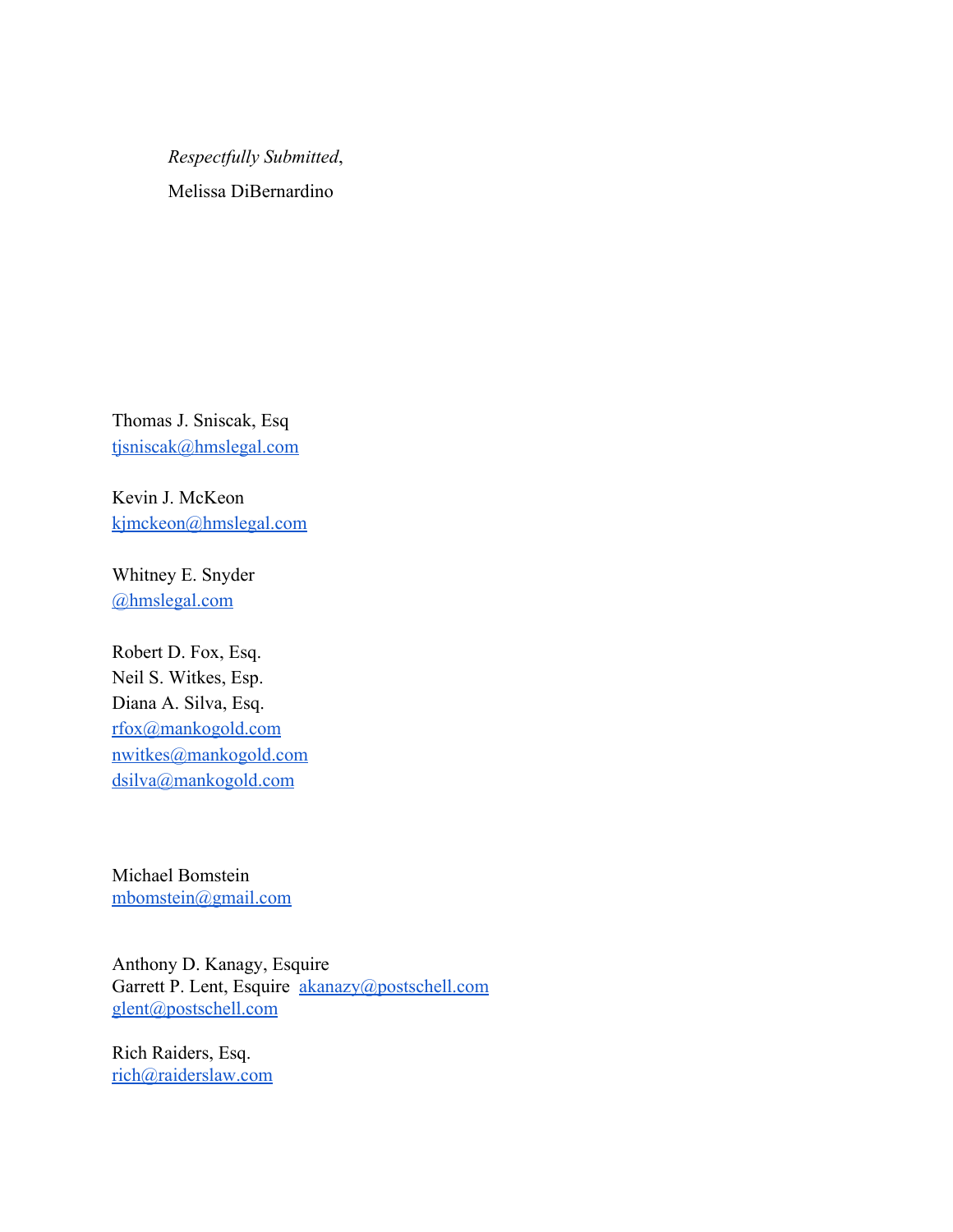*Respectfully Submitted*,

Melissa DiBernardino

Thomas J. Sniscak, Esq
tjsniscak@hmslegal.com

Kevin J. McKeon
kjmckeon@hmslegal.com

Whitney E. Snyder
@hmslegal.com

Robert D. Fox, Esq.
Neil S. Witkes, Esp.
Diana A. Silva, Esq.
rfox@mankogold.com
nwitkes@mankogold.com
dsilva@mankogold.com

Michael Bomstein
mbomstein@gmail.com

Anthony D. Kanagy, Esquire
Garrett P. Lent, Esquire akanazy@postschell.com
glent@postschell.com

Rich Raiders, Esq.
rich@raiderslaw.com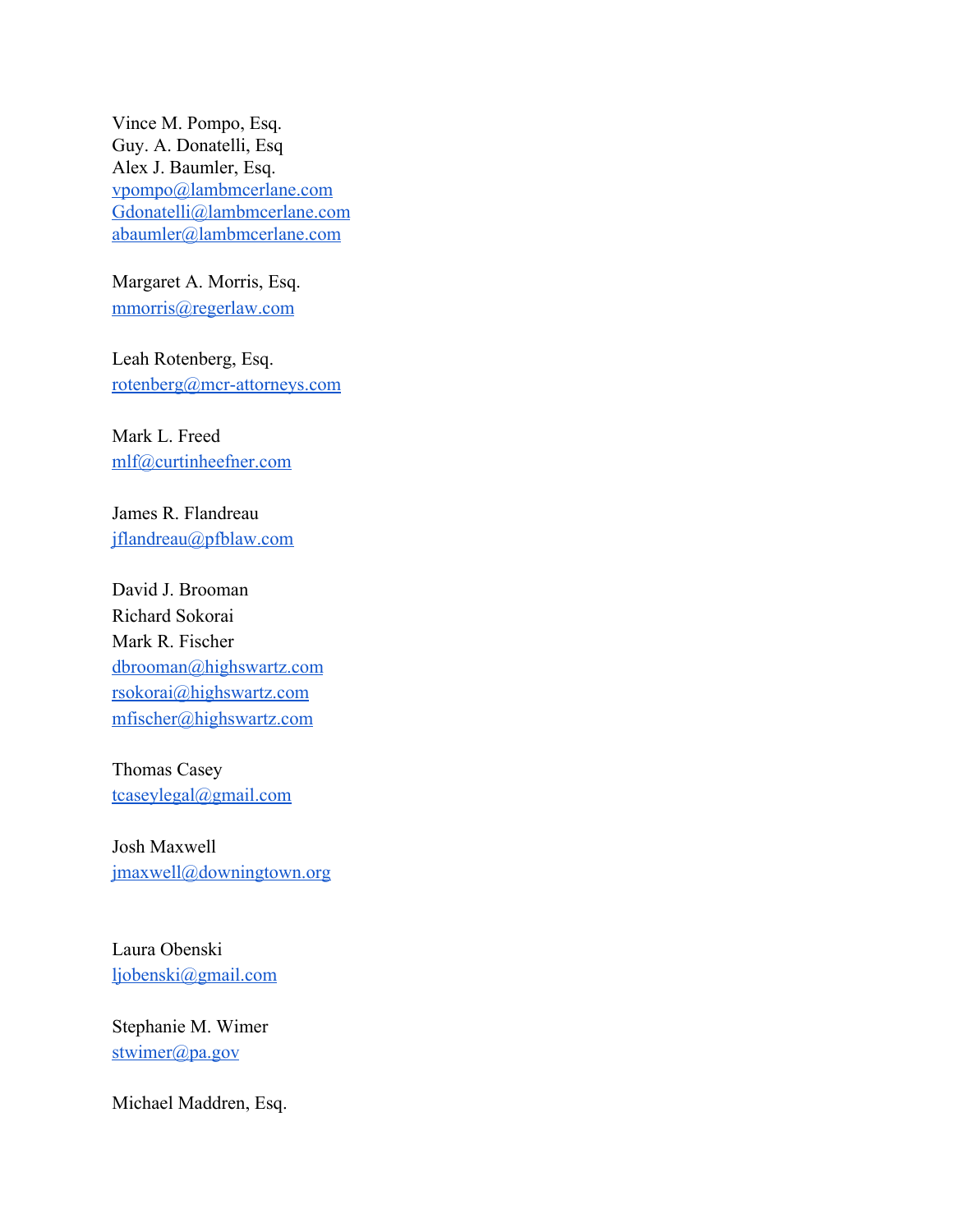Vince M. Pompo, Esq.
Guy. A. Donatelli, Esq
Alex J. Baumler, Esq.
vpompo@lambmcerlane.com
Gdonatelli@lambmcerlane.com
abaumler@lambmcerlane.com

Margaret A. Morris, Esq.
mmorris@regerlaw.com

Leah Rotenberg, Esq.
rotenberg@mcr-attorneys.com

Mark L. Freed
mlf@curtinheefner.com

James R. Flandreau
jflandreau@pfblaw.com

David J. Brooman
Richard Sokorai
Mark R. Fischer
dbrooman@highswartz.com
rsokorai@highswartz.com
mfischer@highswartz.com

Thomas Casey
tcaseylegal@gmail.com

Josh Maxwell
jmaxwell@downingtown.org

Laura Obenski
ljobenski@gmail.com

Stephanie M. Wimer
stwimer@pa.gov

Michael Maddren, Esq.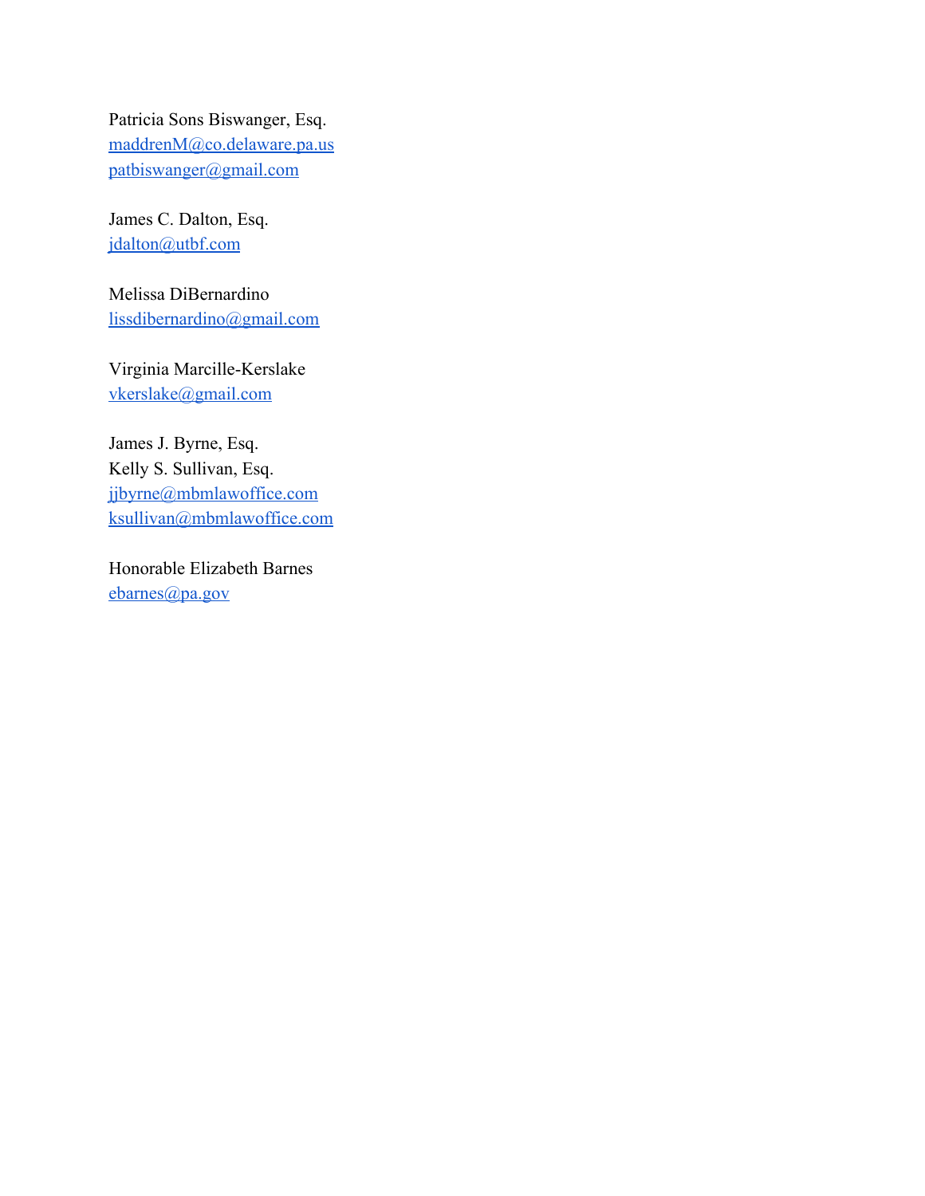Patricia Sons Biswanger, Esq.
maddrenM@co.delaware.pa.us
patbiswanger@gmail.com

James C. Dalton, Esq.
jdalton@utbf.com

Melissa DiBernardino
lissdibernardino@gmail.com

Virginia Marcille-Kerslake
vkerslake@gmail.com

James J. Byrne, Esq.
Kelly S. Sullivan, Esq.
jjbyrne@mbmlawoffice.com
ksullivan@mbmlawoffice.com

Honorable Elizabeth Barnes
ebarnes@pa.gov